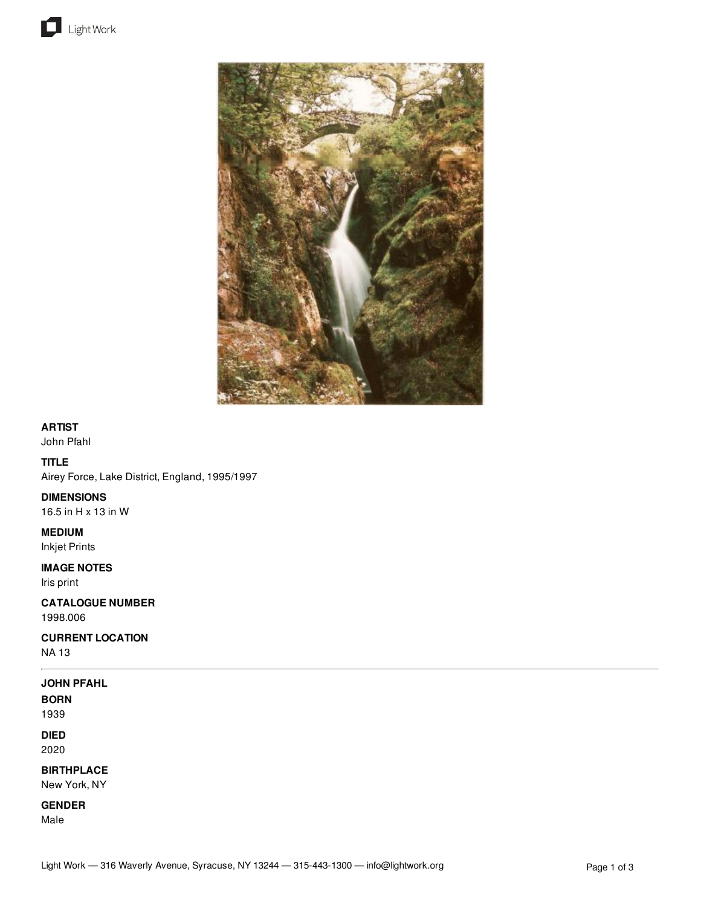**ARTIST**
John Pfahl

**TITLE**
Airey Force, Lake District, England, 1995/1997

**DIMENSIONS**
16.5 in H x 13 in W

**MEDIUM**
Inkjet Prints

**IMAGE NOTES**
Iris print

**CATALOGUE NUMBER**
1998.006

**CURRENT LOCATION**
NA 13

---

**JOHN PFAHL**

**BORN**
1939

**DIED**
2020

**BIRTHPLACE**
New York, NY

**GENDER**
Male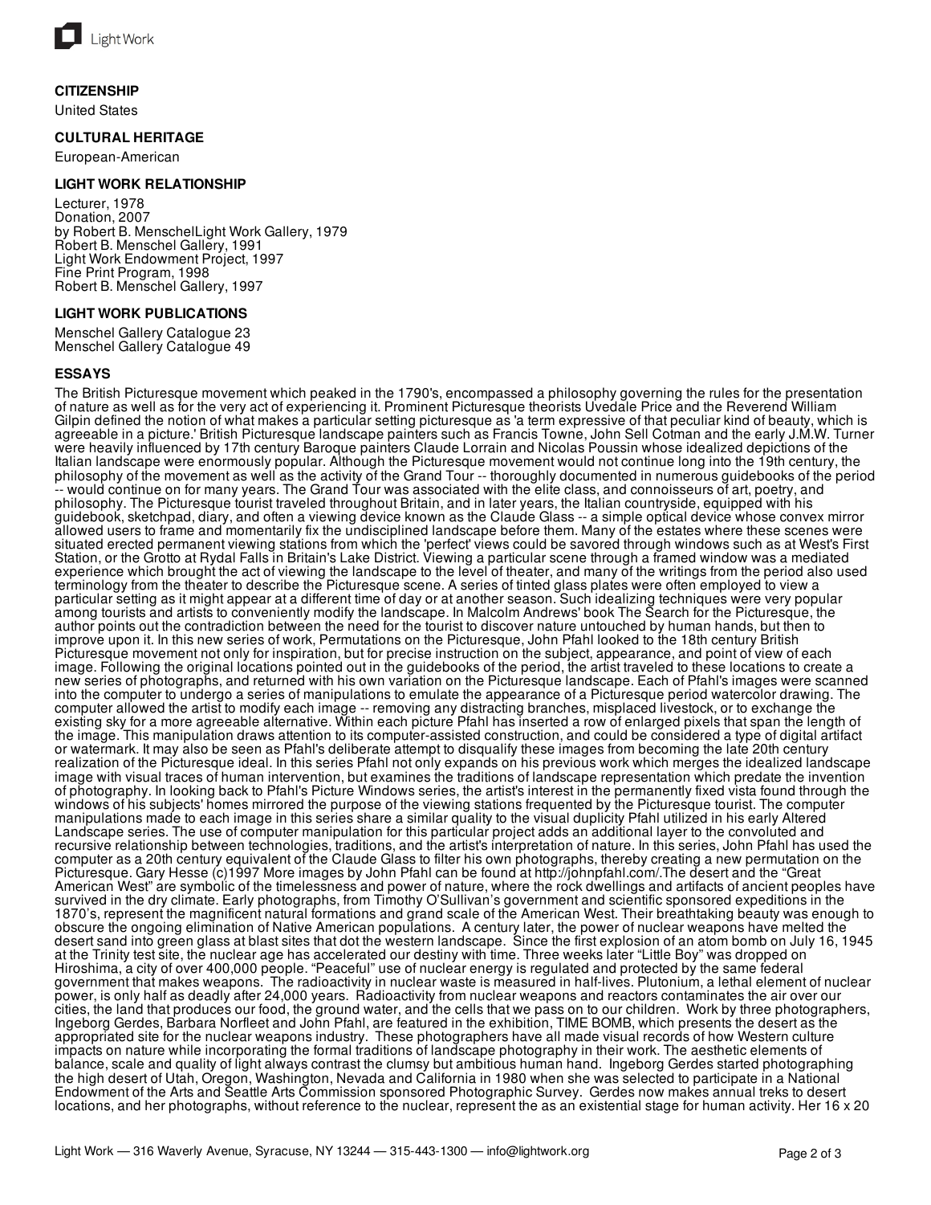### CITIZENSHIP

United States

### CULTURAL HERITAGE

European-American

### LIGHT WORK RELATIONSHIP

Lecturer, 1978
Donation, 2007
by Robert B. MenschelLight Work Gallery, 1979
Robert B. Menschel Gallery, 1991
Light Work Endowment Project, 1997
Fine Print Program, 1998
Robert B. Menschel Gallery, 1997

### LIGHT WORK PUBLICATIONS

Menschel Gallery Catalogue 23
Menschel Gallery Catalogue 49

### ESSAYS

The British Picturesque movement which peaked in the 1790's, encompassed a philosophy governing the rules for the presentation of nature as well as for the very act of experiencing it. Prominent Picturesque theorists Uvedale Price and the Reverend William Gilpin defined the notion of what makes a particular setting picturesque as 'a term expressive of that peculiar kind of beauty, which is agreeable in a picture.' British Picturesque landscape painters such as Francis Towne, John Sell Cotman and the early J.M.W. Turner were heavily influenced by 17th century Baroque painters Claude Lorrain and Nicolas Poussin whose idealized depictions of the Italian landscape were enormously popular. Although the Picturesque movement would not continue long into the 19th century, the philosophy of the movement as well as the activity of the Grand Tour -- thoroughly documented in numerous guidebooks of the period -- would continue on for many years. The Grand Tour was associated with the elite class, and connoisseurs of art, poetry, and philosophy. The Picturesque tourist traveled throughout Britain, and in later years, the Italian countryside, equipped with his guidebook, sketchpad, diary, and often a viewing device known as the Claude Glass -- a simple optical device whose convex mirror allowed users to frame and momentarily fix the undisciplined landscape before them. Many of the estates where these scenes were situated erected permanent viewing stations from which the 'perfect' views could be savored through windows such as at West's First Station, or the Grotto at Rydal Falls in Britain's Lake District. Viewing a particular scene through a framed window was a mediated experience which brought the act of viewing the landscape to the level of theater, and many of the writings from the period also used terminology from the theater to describe the Picturesque scene. A series of tinted glass plates were often employed to view a particular setting as it might appear at a different time of day or at another season. Such idealizing techniques were very popular among tourists and artists to conveniently modify the landscape. In Malcolm Andrews' book The Search for the Picturesque, the author points out the contradiction between the need for the tourist to discover nature untouched by human hands, but then to improve upon it. In this new series of work, Permutations on the Picturesque, John Pfahl looked to the 18th century British Picturesque movement not only for inspiration, but for precise instruction on the subject, appearance, and point of view of each image. Following the original locations pointed out in the guidebooks of the period, the artist traveled to these locations to create a new series of photographs, and returned with his own variation on the Picturesque landscape. Each of Pfahl's images were scanned into the computer to undergo a series of manipulations to emulate the appearance of a Picturesque period watercolor drawing. The computer allowed the artist to modify each image -- removing any distracting branches, misplaced livestock, or to exchange the existing sky for a more agreeable alternative. Within each picture Pfahl has inserted a row of enlarged pixels that span the length of the image. This manipulation draws attention to its computer-assisted construction, and could be considered a type of digital artifact or watermark. It may also be seen as Pfahl's deliberate attempt to disqualify these images from becoming the late 20th century realization of the Picturesque ideal. In this series Pfahl not only expands on his previous work which merges the idealized landscape image with visual traces of human intervention, but examines the traditions of landscape representation which predate the invention of photography. In looking back to Pfahl's Picture Windows series, the artist's interest in the permanently fixed vista found through the windows of his subjects' homes mirror the purpose of the viewing stations frequented by the Picturesque tourist. The computer manipulations made to each image in this series share a similar quality to the visual duplicity Pfahl utilized in his early Altered Landscape series. The use of computer manipulation for this particular project adds an additional layer to the convoluted and recursive relationship between technologies, traditions, and the artist's interpretation of nature. In this series, John Pfahl has used the computer as a 20th century equivalent of the Claude Glass to filter his own photographs, thereby creating a new permutation on the Picturesque. Gary Hesse (c)1997 More images by John Pfahl can be found at http://johnpfahl.com/.The desert and the "Great American West" are symbolic of the timelessness and power of nature, where the rock dwellings and artifacts of ancient peoples have survived in the dry climate. Early photographs, from Timothy O'Sullivan's government and scientific sponsored expeditions in the 1870's, represent the magnificent natural formations and grand scale of the American West. Their breathtaking beauty was enough to obscure the ongoing elimination of Native American populations. A century later, the power of nuclear weapons have melted the desert sand into green glass at blast sites that dot the western landscape. Since the first explosion of an atom bomb on July 16, 1945 at the Trinity test site, the nuclear age has accelerated our destiny with time. Three weeks later "Little Boy" was dropped on Hiroshima, a city of over 400,000 people. "Peaceful" use of nuclear energy is regulated and protected by the same federal government that makes weapons. The radioactivity in nuclear waste is measured in half-lives. Plutonium, a lethal element of nuclear power, is only half as deadly after 24,000 years. Radioactivity from nuclear weapons and reactors contaminates the air over our cities, the land that produces our food, the ground water, and the cells that we pass on to our children. Work by three photographers, Ingeborg Gerdes, Barbara Norfleet and John Pfahl, are featured in the exhibition, TIME BOMB, which presents the desert as the appropriated site for the nuclear weapons industry. These photographers have all made visual records of how Western culture impacts on nature while incorporating the formal traditions of landscape photography in their work. The aesthetic elements of balance, scale and quality of light always contrast the clumsy but ambitious human hand. Ingeborg Gerdes started photographing the high desert of Utah, Oregon, Washington, Nevada and California in 1980 when she was selected to participate in a National Endowment of the Arts and Seattle Arts Commission sponsored Photographic Survey. Gerdes now makes annual treks to desert locations, and her photographs, without reference to the nuclear, represent the as an existential stage for human activity. Her 16 x 20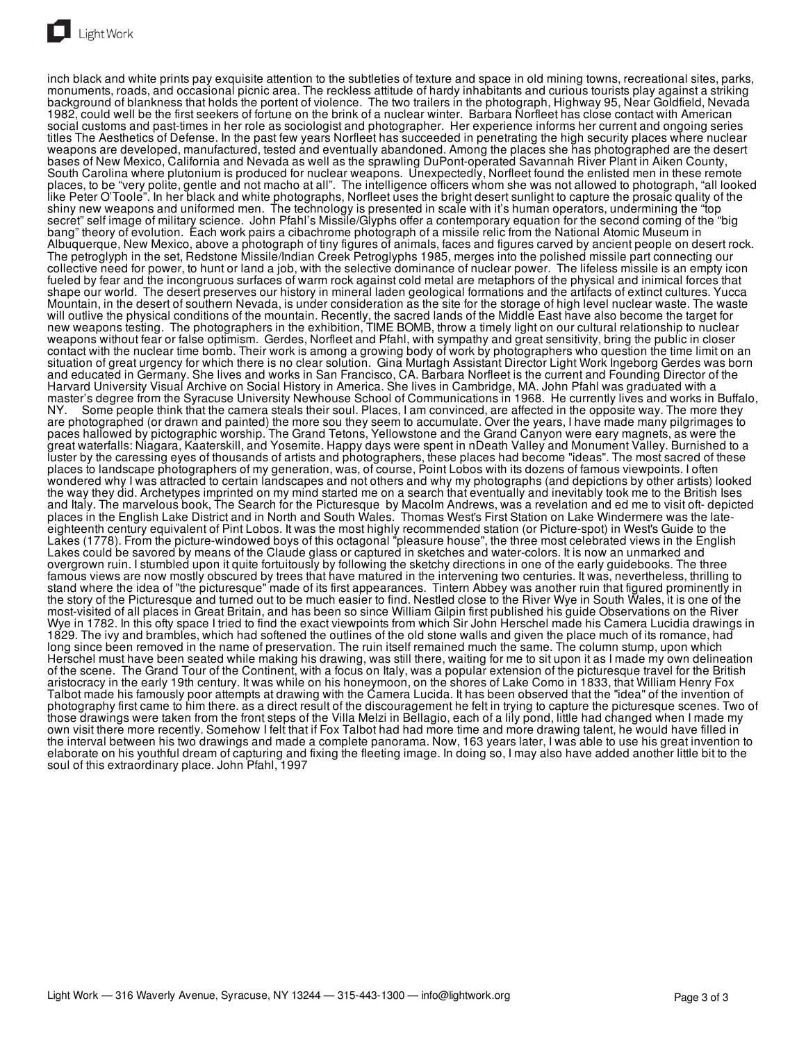inch black and white prints pay exquisite attention to the subtleties of texture and space in old mining towns, recreational sites, parks, monuments, roads, and occasional picnic area. The reckless attitude of hardy inhabitants and curious tourists play against a striking background of blankness that holds the portent of violence. The two trailers in the photograph, Highway 95, Near Goldfield, Nevada 1982, could well be the first seekers of fortune on the brink of a nuclear winter. Barbara Norfleet has close contact with American social customs and past-times in her role as sociologist and photographer. Her experience informs her current and ongoing series titles The Aesthetics of Defense. In the past few years Norfleet has succeeded in penetrating the high security places where nuclear weapons are developed, manufactured, tested and eventually abandoned. Among the places she has photographed are the desert bases of New Mexico, California and Nevada as well as the sprawling DuPont-operated Savannah River Plant in Aiken County, South Carolina where plutonium is produced for nuclear weapons. Unexpectedly, Norfleet found the enlisted men in these remote places, to be "very polite, gentle and not macho at all". The intelligence officers whom she was not allowed to photograph, "all looked like Peter O'Toole". In her black and white photographs, Norfleet uses the bright desert sunlight to capture the prosaic quality of the shiny new weapons and uniformed men. The technology is presented in scale with it's human operators, undermining the "top secret" self image of military science. John Pfahl's Missile/Glyphs offer a contemporary equation for the second coming of the "big bang" theory of evolution. Each work pairs a cibachrome photograph of a missile relic from the National Atomic Museum in Albuquerque, New Mexico, above a photograph of tiny figures of animals, faces and figures carved by ancient people on desert rock. The petroglyph in the set, Redstone Missile/Indian Creek Petroglyphs 1985, merges into the polished missile part connecting our collective need for power, to hunt or land a job, with the selective dominance of nuclear power. The lifeless missile is an empty icon fueled by fear and the incongruous surfaces of warm rock against cold metal are metaphors of the physical and inimical forces that shape our world. The desert preserves our history in mineral laden geological formations and the artifacts of extinct cultures. Yucca Mountain, in the desert of southern Nevada, is under consideration as the site for the storage of high level nuclear waste. The waste will outlive the physical conditions of the mountain. Recently, the sacred lands of the Middle East have also become the target for new weapons testing. The photographers in the exhibition, TIME BOMB, throw a timely light on our cultural relationship to nuclear weapons without fear or false optimism. Gerdes, Norfleet and Pfahl, with sympathy and great sensitivity, bring the public in closer contact with the nuclear time bomb. Their work is among a growing body of work by photographers who question the time limit on an situation of great urgency for which there is no clear solution. Gina Murtagh Assistant Director Light Work Ingeborg Gerdes was born and educated in Germany. She lives and works in San Francisco, CA. Barbara Norfleet is the current and Founding Director of the Harvard University Visual Archive on Social History in America. She lives in Cambridge, MA. John Pfahl was graduated with a master's degree from the Syracuse University Newhouse School of Communications in 1968. He currently lives and works in Buffalo, NY. Some people think that the camera steals their soul. Places, I am convinced, are affected in the opposite way. The more they are photographed (or drawn and painted) the more sou they seem to accumulate. Over the years, I have made many pilgrimages to paces hallowed by pictographic worship. The Grand Tetons, Yellowstone and the Grand Canyon were eary magnets, as were the great waterfalls: Niagara, Kaaterskill, and Yosemite. Happy days were spent in nDeath Valley and Monument Valley. Burnished to a luster by the caressing eyes of thousands of artists and photographers, these places had become "ideas". The most sacred of these places to landscape photographers of my generation, was, of course, Point Lobos with its dozens of famous viewpoints. I often wondered why I was attracted to certain landscapes and not others and why my photographs (and depictions by other artists) looked the way they did. Archetypes imprinted on my mind started me on a search that eventually and inevitably took me to the British Ises and Italy. The marvelous book, The Search for the Picturesque by Macolm Andrews, was a revelation and ed me to visit oft- depicted places in the English Lake District and in North and South Wales. Thomas West's First Station on Lake Windermere was the late-eighteenth century equivalent of Pint Lobos. It was the most highly recommended station (or Picture-spot) in West's Guide to the Lakes (1778). From the picture-windowed boys of this octagonal "pleasure house", the three most celebrated views in the English Lakes could be savored by means of the Claude glass or captured in sketches and water-colors. It is now an unmarked and overgrown ruin. I stumbled upon it quite fortuitously by following the sketchy directions in one of the early guidebooks. The three famous views are now mostly obscured by trees that have matured in the intervening two centuries. It was, nevertheless, thrilling to stand where the idea of "the picturesque" made of its first appearances. Tintern Abbey was another ruin that figured prominently in the story of the Picturesque and turned out to be much easier to find. Nestled close to the River Wye in South Wales, it is one of the most-visited of all places in Great Britain, and has been so since William Gilpin first published his guide Observations on the River Wye in 1782. In this ofty space I tried to find the exact viewpoints from which Sir John Herschel made his Camera Lucidia drawings in 1829. The ivy and brambles, which had softened the outlines of the old stone walls and given the place much of its romance, had long since been removed in the name of preservation. The ruin itself remained much the same. The column stump, upon which Herschel must have been seated while making his drawing, was still there, waiting for me to sit upon it as I made my own delineation of the scene. The Grand Tour of the Continent, with a focus on Italy, was a popular extension of the picturesque travel for the British aristocracy in the early 19th century. It was while on his honeymoon, on the shores of Lake Como in 1833, that William Henry Fox Talbot made his famously poor attempts at drawing with the Camera Lucida. It has been observed that the "idea" of the invention of photography first came to him there. as a direct result of the discouragement he felt in trying to capture the picturesque scenes. Two of those drawings were taken from the front steps of the Villa Melzi in Bellagio, each of a lily pond, little had changed when I made my own visit there more recently. Somehow I felt that if Fox Talbot had had more time and more drawing talent, he would have filled in the interval between his two drawings and made a complete panorama. Now, 163 years later, I was able to use his great invention to elaborate on his youthful dream of capturing and fixing the fleeting image. In doing so, I may also have added another little bit to the soul of this extraordinary place. John Pfahl, 1997